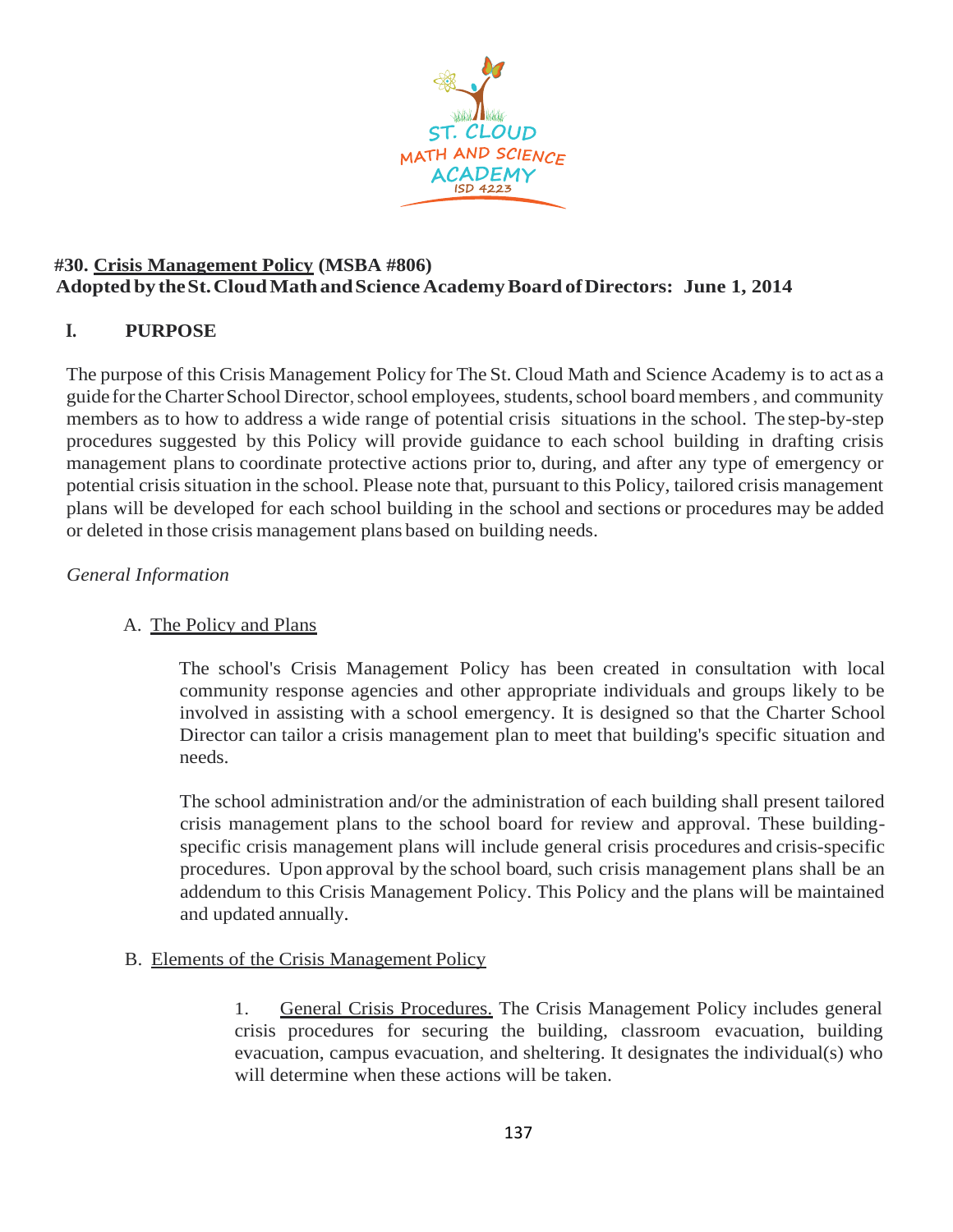**#30. Crisis Management Policy (MSBA #806)**
**Adopted by the St. Cloud Math and Science Academy Board of Directors: June 1, 2014**

## I. PURPOSE

The purpose of this Crisis Management Policy for The St. Cloud Math and Science Academy is to act as a guide for the Charter School Director, school employees, students, school board members, and community members as to how to address a wide range of potential crisis situations in the school. The step-by-step procedures suggested by this Policy will provide guidance to each school building in drafting crisis management plans to coordinate protective actions prior to, during, and after any type of emergency or potential crisis situation in the school. Please note that, pursuant to this Policy, tailored crisis management plans will be developed for each school building in the school and sections or procedures may be added or deleted in those crisis management plans based on building needs.

*General Information*

A. The Policy and Plans

The school's Crisis Management Policy has been created in consultation with local community response agencies and other appropriate individuals and groups likely to be involved in assisting with a school emergency. It is designed so that the Charter School Director can tailor a crisis management plan to meet that building's specific situation and needs.

The school administration and/or the administration of each building shall present tailored crisis management plans to the school board for review and approval. These building-specific crisis management plans will include general crisis procedures and crisis-specific procedures. Upon approval by the school board, such crisis management plans shall be an addendum to this Crisis Management Policy. This Policy and the plans will be maintained and updated annually.

B. Elements of the Crisis Management Policy

1. General Crisis Procedures. The Crisis Management Policy includes general crisis procedures for securing the building, classroom evacuation, building evacuation, campus evacuation, and sheltering. It designates the individual(s) who will determine when these actions will be taken.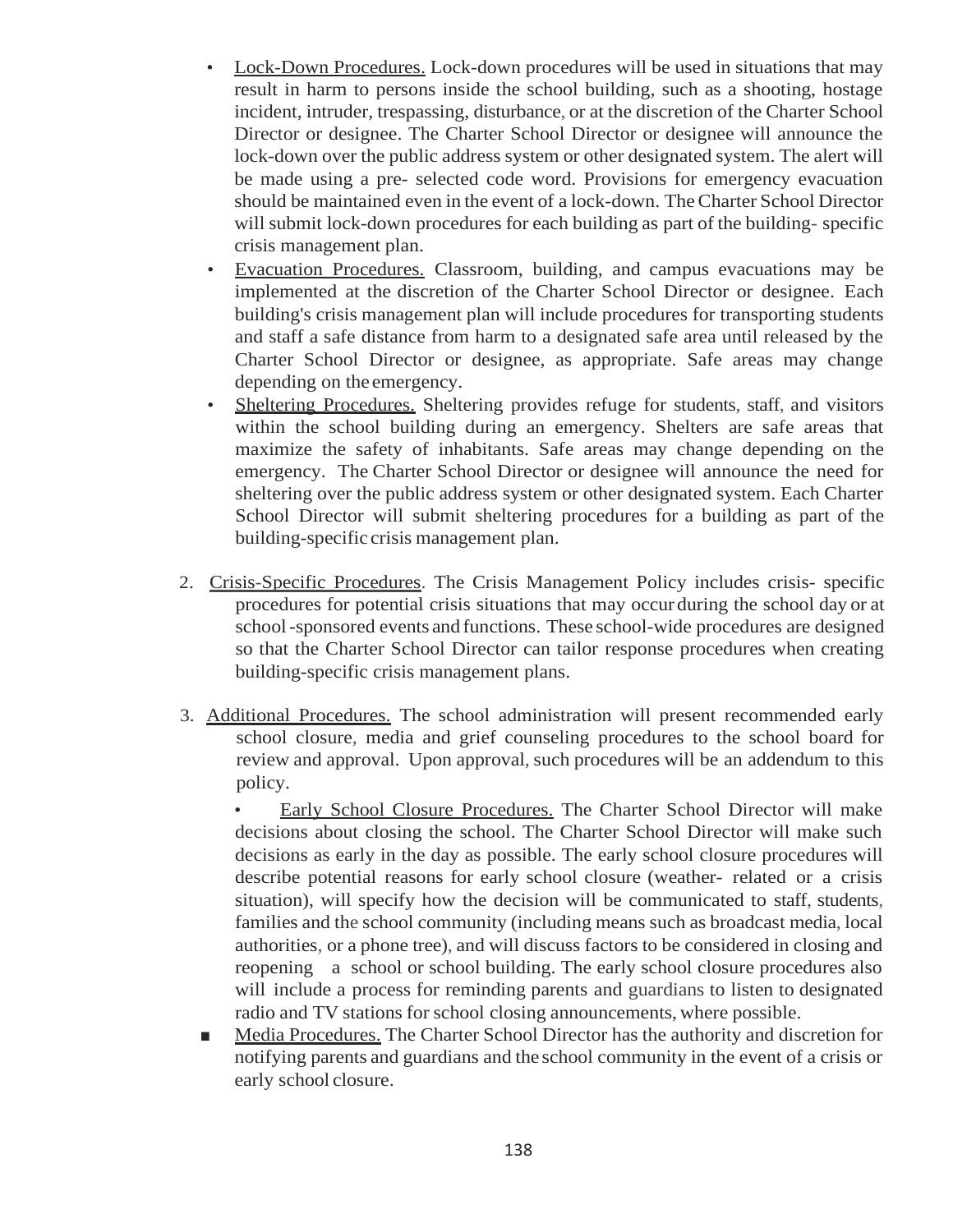- Lock-Down Procedures. Lock-down procedures will be used in situations that may result in harm to persons inside the school building, such as a shooting, hostage incident, intruder, trespassing, disturbance, or at the discretion of the Charter School Director or designee. The Charter School Director or designee will announce the lock-down over the public address system or other designated system. The alert will be made using a pre- selected code word. Provisions for emergency evacuation should be maintained even in the event of a lock-down. The Charter School Director will submit lock-down procedures for each building as part of the building- specific crisis management plan.
- Evacuation Procedures. Classroom, building, and campus evacuations may be implemented at the discretion of the Charter School Director or designee. Each building's crisis management plan will include procedures for transporting students and staff a safe distance from harm to a designated safe area until released by the Charter School Director or designee, as appropriate. Safe areas may change depending on the emergency.
- Sheltering Procedures. Sheltering provides refuge for students, staff, and visitors within the school building during an emergency. Shelters are safe areas that maximize the safety of inhabitants. Safe areas may change depending on the emergency. The Charter School Director or designee will announce the need for sheltering over the public address system or other designated system. Each Charter School Director will submit sheltering procedures for a building as part of the building-specific crisis management plan.

2. Crisis-Specific Procedures. The Crisis Management Policy includes crisis- specific procedures for potential crisis situations that may occur during the school day or at school-sponsored events and functions. These school-wide procedures are designed so that the Charter School Director can tailor response procedures when creating building-specific crisis management plans.

3. Additional Procedures. The school administration will present recommended early school closure, media and grief counseling procedures to the school board for review and approval. Upon approval, such procedures will be an addendum to this policy.

   - Early School Closure Procedures. The Charter School Director will make decisions about closing the school. The Charter School Director will make such decisions as early in the day as possible. The early school closure procedures will describe potential reasons for early school closure (weather- related or a crisis situation), will specify how the decision will be communicated to staff, students, families and the school community (including means such as broadcast media, local authorities, or a phone tree), and will discuss factors to be considered in closing and reopening a school or school building. The early school closure procedures also will include a process for reminding parents and guardians to listen to designated radio and TV stations for school closing announcements, where possible.
   - Media Procedures. The Charter School Director has the authority and discretion for notifying parents and guardians and the school community in the event of a crisis or early school closure.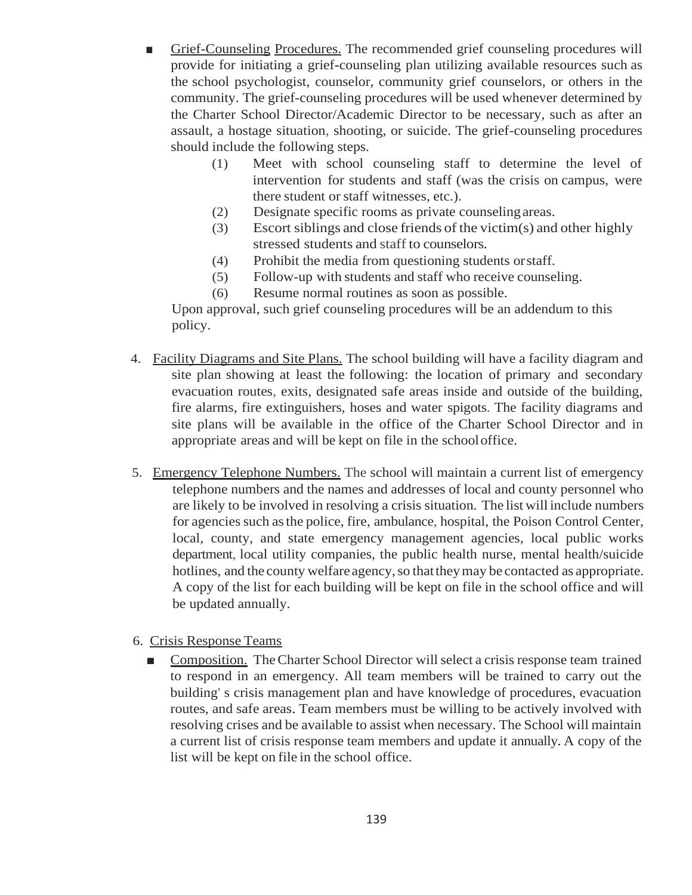- Grief-Counseling Procedures. The recommended grief counseling procedures will provide for initiating a grief-counseling plan utilizing available resources such as the school psychologist, counselor, community grief counselors, or others in the community. The grief-counseling procedures will be used whenever determined by the Charter School Director/Academic Director to be necessary, such as after an assault, a hostage situation, shooting, or suicide. The grief-counseling procedures should include the following steps.
  - (1) Meet with school counseling staff to determine the level of intervention for students and staff (was the crisis on campus, were there student or staff witnesses, etc.).
  - (2) Designate specific rooms as private counseling areas.
  - (3) Escort siblings and close friends of the victim(s) and other highly stressed students and staff to counselors.
  - (4) Prohibit the media from questioning students or staff.
  - (5) Follow-up with students and staff who receive counseling.
  - (6) Resume normal routines as soon as possible.

  Upon approval, such grief counseling procedures will be an addendum to this policy.

4. Facility Diagrams and Site Plans. The school building will have a facility diagram and site plan showing at least the following: the location of primary and secondary evacuation routes, exits, designated safe areas inside and outside of the building, fire alarms, fire extinguishers, hoses and water spigots. The facility diagrams and site plans will be available in the office of the Charter School Director and in appropriate areas and will be kept on file in the school office.

5. Emergency Telephone Numbers. The school will maintain a current list of emergency telephone numbers and the names and addresses of local and county personnel who are likely to be involved in resolving a crisis situation. The list will include numbers for agencies such as the police, fire, ambulance, hospital, the Poison Control Center, local, county, and state emergency management agencies, local public works department, local utility companies, the public health nurse, mental health/suicide hotlines, and the county welfare agency, so that they may be contacted as appropriate. A copy of the list for each building will be kept on file in the school office and will be updated annually.

6. Crisis Response Teams
   - Composition. The Charter School Director will select a crisis response team trained to respond in an emergency. All team members will be trained to carry out the building' s crisis management plan and have knowledge of procedures, evacuation routes, and safe areas. Team members must be willing to be actively involved with resolving crises and be available to assist when necessary. The School will maintain a current list of crisis response team members and update it annually. A copy of the list will be kept on file in the school office.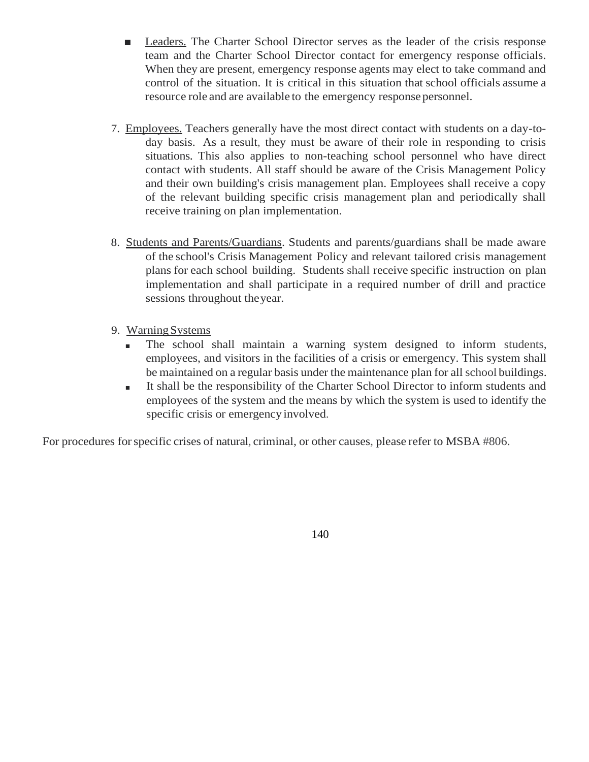- Leaders. The Charter School Director serves as the leader of the crisis response team and the Charter School Director contact for emergency response officials. When they are present, emergency response agents may elect to take command and control of the situation. It is critical in this situation that school officials assume a resource role and are available to the emergency response personnel.

7. Employees. Teachers generally have the most direct contact with students on a day-to-day basis. As a result, they must be aware of their role in responding to crisis situations. This also applies to non-teaching school personnel who have direct contact with students. All staff should be aware of the Crisis Management Policy and their own building's crisis management plan. Employees shall receive a copy of the relevant building specific crisis management plan and periodically shall receive training on plan implementation.

8. Students and Parents/Guardians. Students and parents/guardians shall be made aware of the school's Crisis Management Policy and relevant tailored crisis management plans for each school building. Students shall receive specific instruction on plan implementation and shall participate in a required number of drill and practice sessions throughout the year.

9. Warning Systems
   - The school shall maintain a warning system designed to inform students, employees, and visitors in the facilities of a crisis or emergency. This system shall be maintained on a regular basis under the maintenance plan for all school buildings.
   - It shall be the responsibility of the Charter School Director to inform students and employees of the system and the means by which the system is used to identify the specific crisis or emergency involved.

For procedures for specific crises of natural, criminal, or other causes, please refer to MSBA #806.